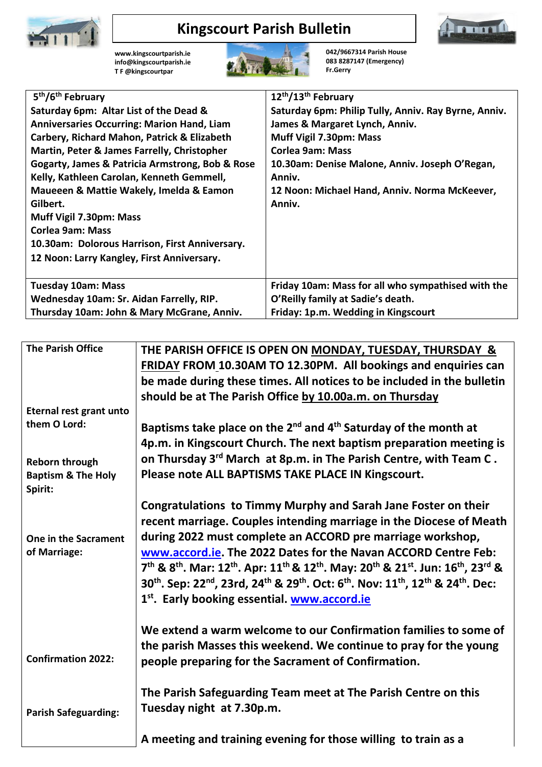# Kingscourt Parish Bulletin

www.kingscourtparish.ie
info@kingscourtparish.ie
T F @kingscourtpar

042/9667314 Parish House
083 8287147 (Emergency)
Fr.Gerry

| 5th/6th February | 12th/13th February |
|---|---|
| **Saturday 6pm: Altar List of the Dead & Anniversaries Occurring: Marion Hand, Liam Carbery, Richard Mahon, Patrick & Elizabeth Martin, Peter & James Farrelly, Christopher Gogarty, James & Patricia Armstrong, Bob & Rose Kelly, Kathleen Carolan, Kenneth Gemmell, Maueeen & Mattie Wakely, Imelda & Eamon Gilbert.**<br>**Muff Vigil 7.30pm: Mass**<br>**Corlea 9am: Mass**<br>**10.30am: Dolorous Harrison, First Anniversary.**<br>**12 Noon: Larry Kangley, First Anniversary.** | **Saturday 6pm: Philip Tully, Anniv. Ray Byrne, Anniv. James & Margaret Lynch, Anniv.**<br>**Muff Vigil 7.30pm: Mass**<br>**Corlea 9am: Mass**<br>**10.30am: Denise Malone, Anniv. Joseph O'Regan, Anniv.**<br>**12 Noon: Michael Hand, Anniv. Norma McKeever, Anniv.** |
| **Tuesday 10am: Mass**<br>**Wednesday 10am: Sr. Aidan Farrelly, RIP.**<br>**Thursday 10am: John & Mary McGrane, Anniv.** | **Friday 10am: Mass for all who sympathised with the O'Reilly family at Sadie's death.**<br>**Friday: 1p.m. Wedding in Kingscourt** |

**The Parish Office**

**THE PARISH OFFICE IS OPEN ON MONDAY, TUESDAY, THURSDAY & FRIDAY FROM 10.30AM TO 12.30PM. All bookings and enquiries can be made during these times. All notices to be included in the bulletin should be at The Parish Office by 10.00a.m. on Thursday**

**Eternal rest grant unto them O Lord:**

**Reborn through Baptism & The Holy Spirit:**

**Baptisms take place on the 2nd and 4th Saturday of the month at 4p.m. in Kingscourt Church. The next baptism preparation meeting is on Thursday 3rd March at 8p.m. in The Parish Centre, with Team C . Please note ALL BAPTISMS TAKE PLACE IN Kingscourt.**

**One in the Sacrament of Marriage:**

**Congratulations to Timmy Murphy and Sarah Jane Foster on their recent marriage. Couples intending marriage in the Diocese of Meath during 2022 must complete an ACCORD pre marriage workshop, www.accord.ie. The 2022 Dates for the Navan ACCORD Centre Feb: 7th & 8th. Mar: 12th. Apr: 11th & 12th. May: 20th & 21st. Jun: 16th, 23rd & 30th. Sep: 22nd, 23rd, 24th & 29th. Oct: 6th. Nov: 11th, 12th & 24th. Dec: 1st. Early booking essential. www.accord.ie**

**Confirmation 2022:**

**We extend a warm welcome to our Confirmation families to some of the parish Masses this weekend. We continue to pray for the young people preparing for the Sacrament of Confirmation.**

**Parish Safeguarding:**

**The Parish Safeguarding Team meet at The Parish Centre on this Tuesday night at 7.30p.m.**

**A meeting and training evening for those willing to train as a**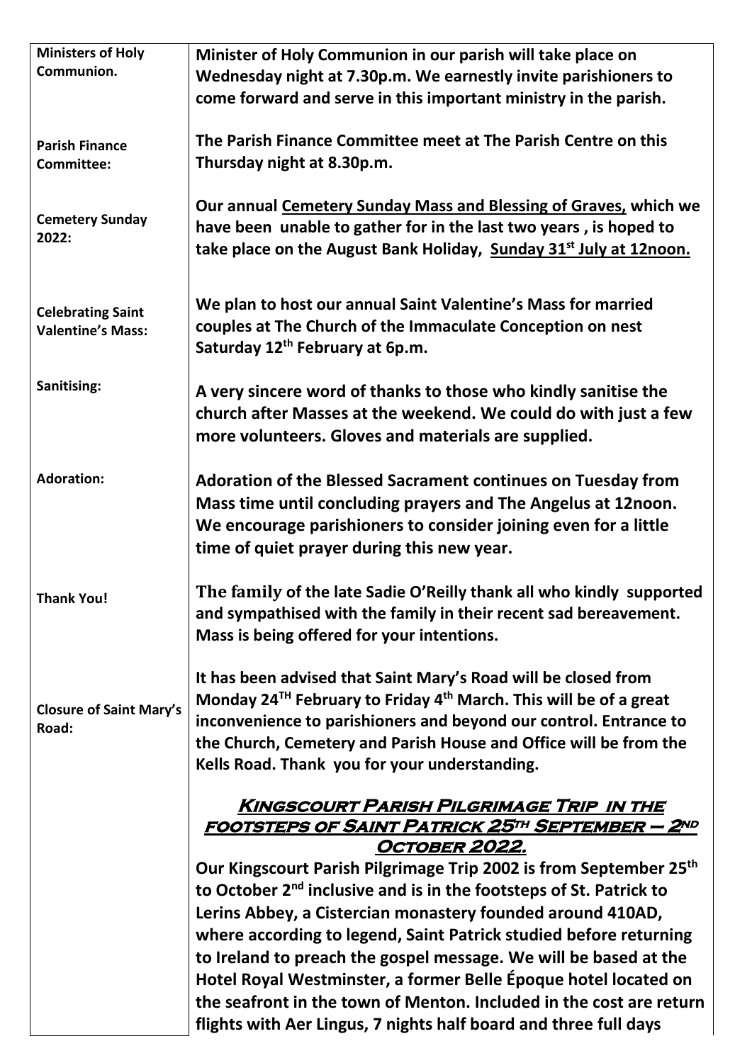| | |
|---|---|
| **Ministers of Holy Communion.** | **Minister of Holy Communion in our parish will take place on Wednesday night at 7.30p.m. We earnestly invite parishioners to come forward and serve in this important ministry in the parish.** |
| **Parish Finance Committee:** | **The Parish Finance Committee meet at The Parish Centre on this Thursday night at 8.30p.m.** |
| **Cemetery Sunday 2022:** | **Our annual Cemetery Sunday Mass and Blessing of Graves, which we have been unable to gather for in the last two years , is hoped to take place on the August Bank Holiday, Sunday 31st July at 12noon.** |
| **Celebrating Saint Valentine's Mass:** | **We plan to host our annual Saint Valentine's Mass for married couples at The Church of the Immaculate Conception on nest Saturday 12th February at 6p.m.** |
| **Sanitising:** | **A very sincere word of thanks to those who kindly sanitise the church after Masses at the weekend. We could do with just a few more volunteers. Gloves and materials are supplied.** |
| **Adoration:** | **Adoration of the Blessed Sacrament continues on Tuesday from Mass time until concluding prayers and The Angelus at 12noon. We encourage parishioners to consider joining even for a little time of quiet prayer during this new year.** |
| **Thank You!** | **The family of the late Sadie O'Reilly thank all who kindly supported and sympathised with the family in their recent sad bereavement. Mass is being offered for your intentions.** |
| **Closure of Saint Mary's Road:** | **It has been advised that Saint Mary's Road will be closed from Monday 24TH February to Friday 4th March. This will be of a great inconvenience to parishioners and beyond our control. Entrance to the Church, Cemetery and Parish House and Office will be from the Kells Road. Thank you for your understanding.** |
| | **KINGSCOURT PARISH PILGRIMAGE TRIP IN THE FOOTSTEPS OF SAINT PATRICK 25TH SEPTEMBER – 2ND OCTOBER 2022.** <br> **Our Kingscourt Parish Pilgrimage Trip 2002 is from September 25th to October 2nd inclusive and is in the footsteps of St. Patrick to Lerins Abbey, a Cistercian monastery founded around 410AD, where according to legend, Saint Patrick studied before returning to Ireland to preach the gospel message. We will be based at the Hotel Royal Westminster, a former Belle Époque hotel located on the seafront in the town of Menton. Included in the cost are return flights with Aer Lingus, 7 nights half board and three full days** |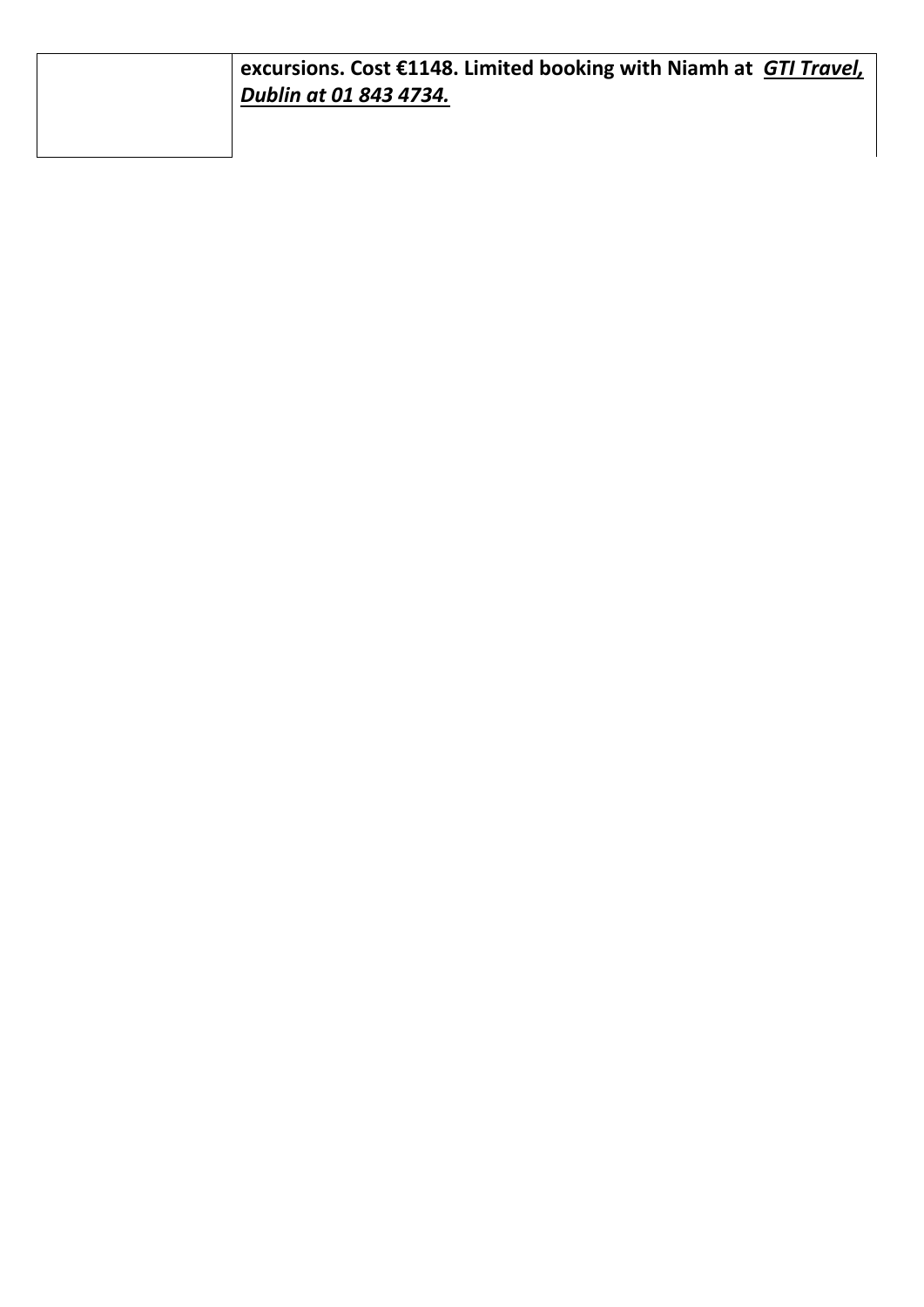| | |
|---|---|
| | **excursions. Cost €1148. Limited booking with Niamh at *<u>GTI Travel, Dublin at 01 843 4734.</u>*** |